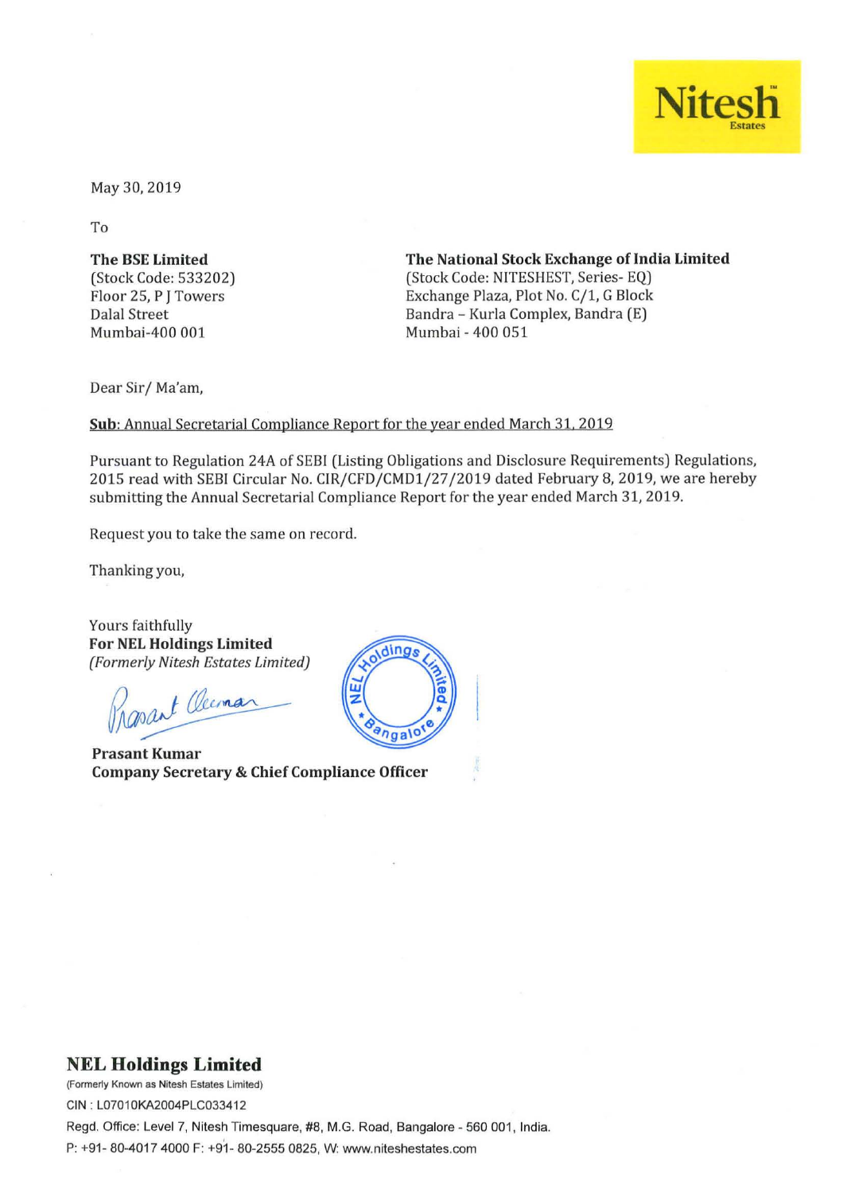May 30, 2019

To

**The BSE Limited**
(Stock Code: 533202)
Floor 25, P J Towers
Dalal Street
Mumbai-400 001

**The National Stock Exchange of India Limited**
(Stock Code: NITESHEST, Series- EQ)
Exchange Plaza, Plot No. C/1, G Block
Bandra – Kurla Complex, Bandra (E)
Mumbai - 400 051

Dear Sir/ Ma'am,

**Sub**: Annual Secretarial Compliance Report for the year ended March 31, 2019

Pursuant to Regulation 24A of SEBI (Listing Obligations and Disclosure Requirements) Regulations, 2015 read with SEBI Circular No. CIR/CFD/CMD1/27/2019 dated February 8, 2019, we are hereby submitting the Annual Secretarial Compliance Report for the year ended March 31, 2019.

Request you to take the same on record.

Thanking you,

Yours faithfully
**For NEL Holdings Limited**
*(Formerly Nitesh Estates Limited)*

**Prasant Kumar**
**Company Secretary & Chief Compliance Officer**

**NEL Holdings Limited**
(Formerly Known as Nitesh Estates Limited)
CIN : L07010KA2004PLC033412
Regd. Office: Level 7, Nitesh Timesquare, #8, M.G. Road, Bangalore - 560 001, India.
P: +91- 80-4017 4000 F: +91- 80-2555 0825, W: www.niteshestates.com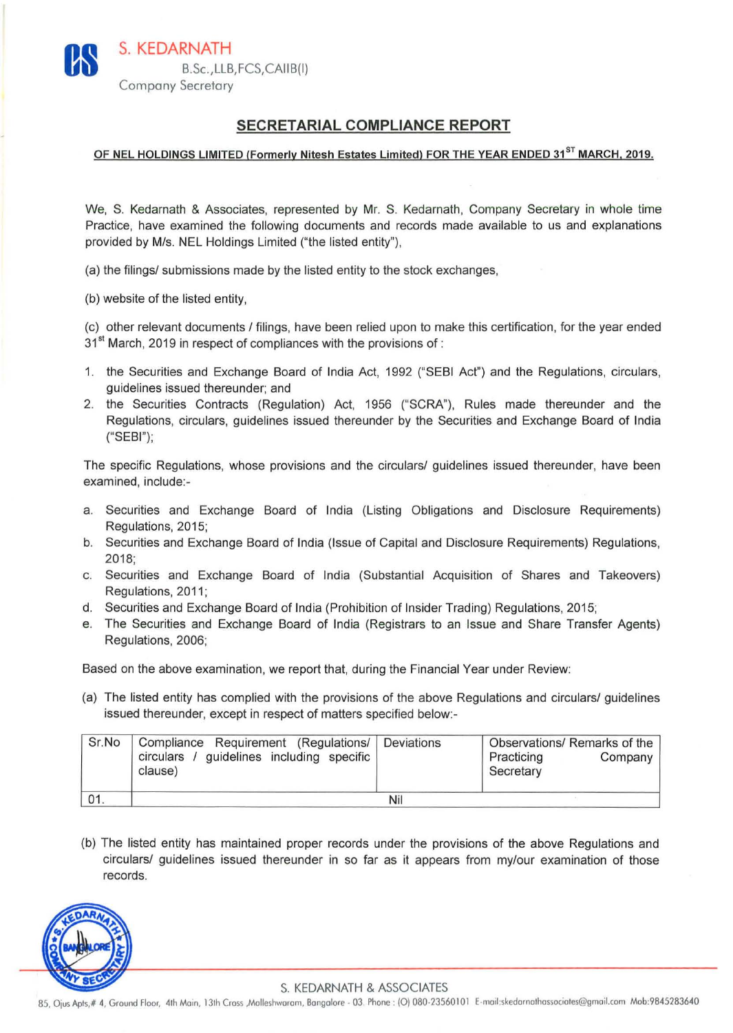S. KEDARNATH

B.Sc.,LLB,FCS,CAIIB(I)

Company Secretary

## SECRETARIAL COMPLIANCE REPORT

**OF NEL HOLDINGS LIMITED (Formerly Nitesh Estates Limited) FOR THE YEAR ENDED 31ST MARCH, 2019.**

We, S. Kedarnath & Associates, represented by Mr. S. Kedarnath, Company Secretary in whole time Practice, have examined the following documents and records made available to us and explanations provided by M/s. NEL Holdings Limited ("the listed entity"),

(a) the filings/ submissions made by the listed entity to the stock exchanges,

(b) website of the listed entity,

(c) other relevant documents / filings, have been relied upon to make this certification, for the year ended 31st March, 2019 in respect of compliances with the provisions of :

1. the Securities and Exchange Board of India Act, 1992 ("SEBI Act") and the Regulations, circulars, guidelines issued thereunder; and
2. the Securities Contracts (Regulation) Act, 1956 ("SCRA"), Rules made thereunder and the Regulations, circulars, guidelines issued thereunder by the Securities and Exchange Board of India ("SEBI");

The specific Regulations, whose provisions and the circulars/ guidelines issued thereunder, have been examined, include:-

a. Securities and Exchange Board of India (Listing Obligations and Disclosure Requirements) Regulations, 2015;
b. Securities and Exchange Board of India (Issue of Capital and Disclosure Requirements) Regulations, 2018;
c. Securities and Exchange Board of India (Substantial Acquisition of Shares and Takeovers) Regulations, 2011;
d. Securities and Exchange Board of India (Prohibition of Insider Trading) Regulations, 2015;
e. The Securities and Exchange Board of India (Registrars to an Issue and Share Transfer Agents) Regulations, 2006;

Based on the above examination, we report that, during the Financial Year under Review:

(a) The listed entity has complied with the provisions of the above Regulations and circulars/ guidelines issued thereunder, except in respect of matters specified below:-

| Sr.No | Compliance Requirement (Regulations/ circulars / guidelines including specific clause) | Deviations | Observations/ Remarks of the Practicing Company Secretary |
|---|---|---|---|
| 01. | | Nil | |

(b) The listed entity has maintained proper records under the provisions of the above Regulations and circulars/ guidelines issued thereunder in so far as it appears from my/our examination of those records.

S. KEDARNATH & ASSOCIATES

85, Ojus Apts,# 4, Ground Floor, 4th Main, 13th Cross ,Malleshwaram, Bangalore - 03. Phone : (O) 080-23560101 E-mail:skedarnathassociates@gmail.com Mob:9845283640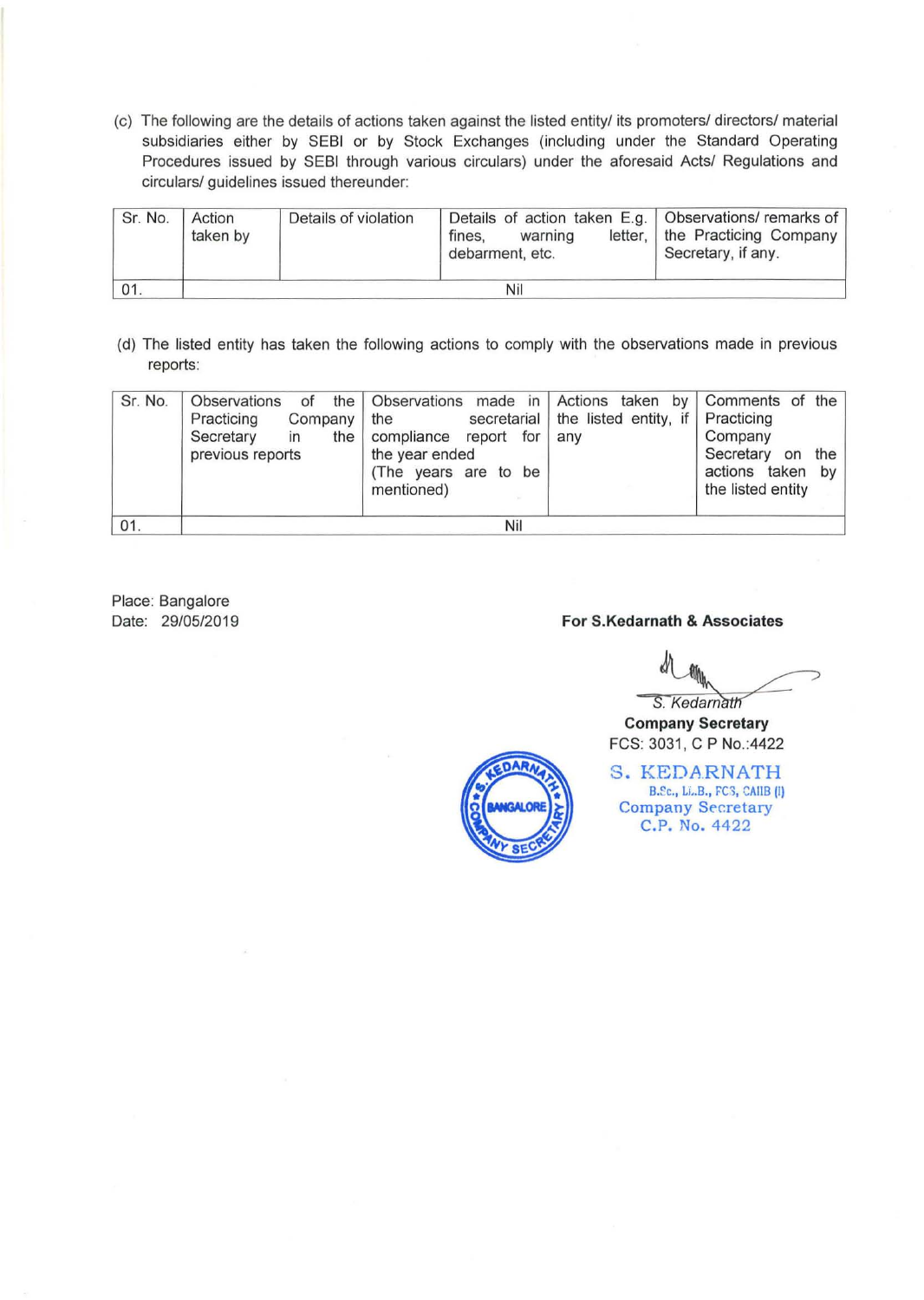(c) The following are the details of actions taken against the listed entity/ its promoters/ directors/ material subsidiaries either by SEBI or by Stock Exchanges (including under the Standard Operating Procedures issued by SEBI through various circulars) under the aforesaid Acts/ Regulations and circulars/ guidelines issued thereunder:

| Sr. No. | Action taken by | Details of violation | Details of action taken E.g. fines, warning letter, debarment, etc. | Observations/ remarks of the Practicing Company Secretary, if any. |
|---|---|---|---|---|
| 01. | Nil | | | |

(d) The listed entity has taken the following actions to comply with the observations made in previous reports:

| Sr. No. | Observations of the Practicing Company Secretary in the previous reports | Observations made in the secretarial compliance report for the year ended (The years are to be mentioned) | Actions taken by the listed entity, if any | Comments of the Practicing Company Secretary on the actions taken by the listed entity |
|---|---|---|---|---|
| 01. | Nil | | | |

Place: Bangalore
Date: 29/05/2019

**For S.Kedarnath & Associates**

S. Kedarnath
**Company Secretary**
FCS: 3031, C P No.:4422

S. KEDARNATH
B.Sc., LL.B., FCS, CAIIB (I)
Company Secretary
C.P. No. 4422